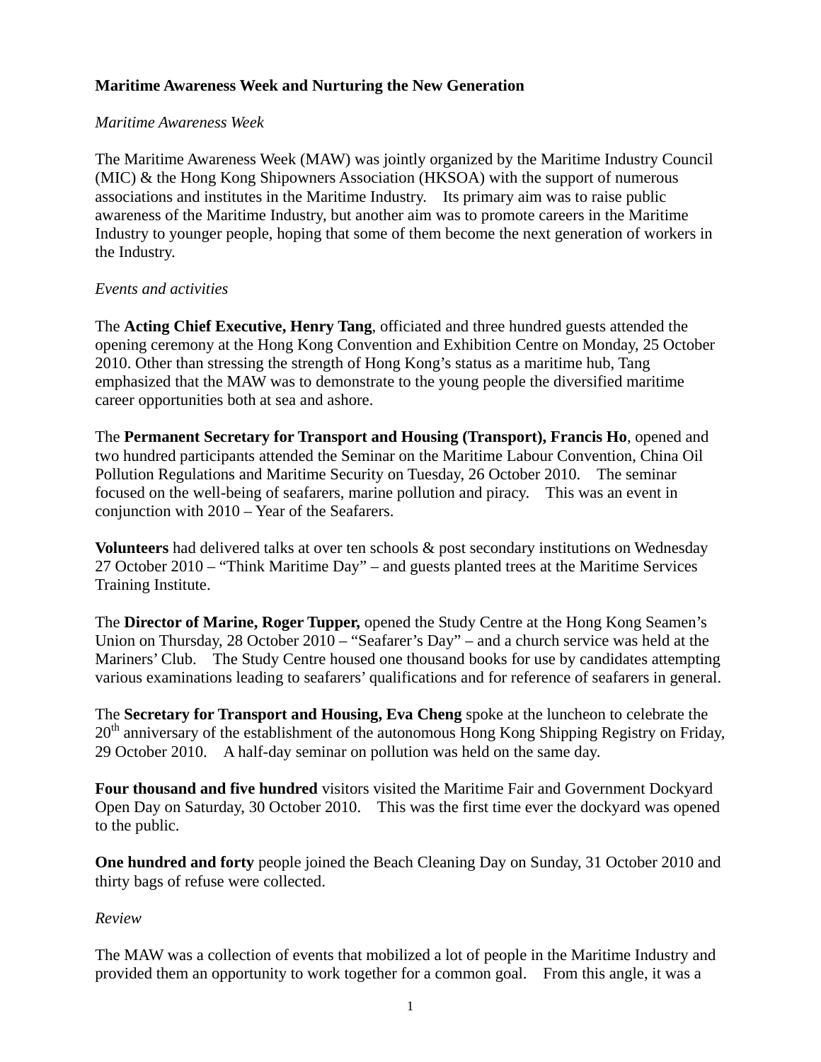**Maritime Awareness Week and Nurturing the New Generation**

*Maritime Awareness Week*

The Maritime Awareness Week (MAW) was jointly organized by the Maritime Industry Council (MIC) & the Hong Kong Shipowners Association (HKSOA) with the support of numerous associations and institutes in the Maritime Industry. Its primary aim was to raise public awareness of the Maritime Industry, but another aim was to promote careers in the Maritime Industry to younger people, hoping that some of them become the next generation of workers in the Industry.

*Events and activities*

The **Acting Chief Executive, Henry Tang**, officiated and three hundred guests attended the opening ceremony at the Hong Kong Convention and Exhibition Centre on Monday, 25 October 2010. Other than stressing the strength of Hong Kong's status as a maritime hub, Tang emphasized that the MAW was to demonstrate to the young people the diversified maritime career opportunities both at sea and ashore.

The **Permanent Secretary for Transport and Housing (Transport), Francis Ho**, opened and two hundred participants attended the Seminar on the Maritime Labour Convention, China Oil Pollution Regulations and Maritime Security on Tuesday, 26 October 2010. The seminar focused on the well-being of seafarers, marine pollution and piracy. This was an event in conjunction with 2010 – Year of the Seafarers.

**Volunteers** had delivered talks at over ten schools & post secondary institutions on Wednesday 27 October 2010 – "Think Maritime Day" – and guests planted trees at the Maritime Services Training Institute.

The **Director of Marine, Roger Tupper,** opened the Study Centre at the Hong Kong Seamen's Union on Thursday, 28 October 2010 – "Seafarer's Day" – and a church service was held at the Mariners' Club. The Study Centre housed one thousand books for use by candidates attempting various examinations leading to seafarers' qualifications and for reference of seafarers in general.

The **Secretary for Transport and Housing, Eva Cheng** spoke at the luncheon to celebrate the 20th anniversary of the establishment of the autonomous Hong Kong Shipping Registry on Friday, 29 October 2010. A half-day seminar on pollution was held on the same day.

**Four thousand and five hundred** visitors visited the Maritime Fair and Government Dockyard Open Day on Saturday, 30 October 2010. This was the first time ever the dockyard was opened to the public.

**One hundred and forty** people joined the Beach Cleaning Day on Sunday, 31 October 2010 and thirty bags of refuse were collected.

*Review*

The MAW was a collection of events that mobilized a lot of people in the Maritime Industry and provided them an opportunity to work together for a common goal. From this angle, it was a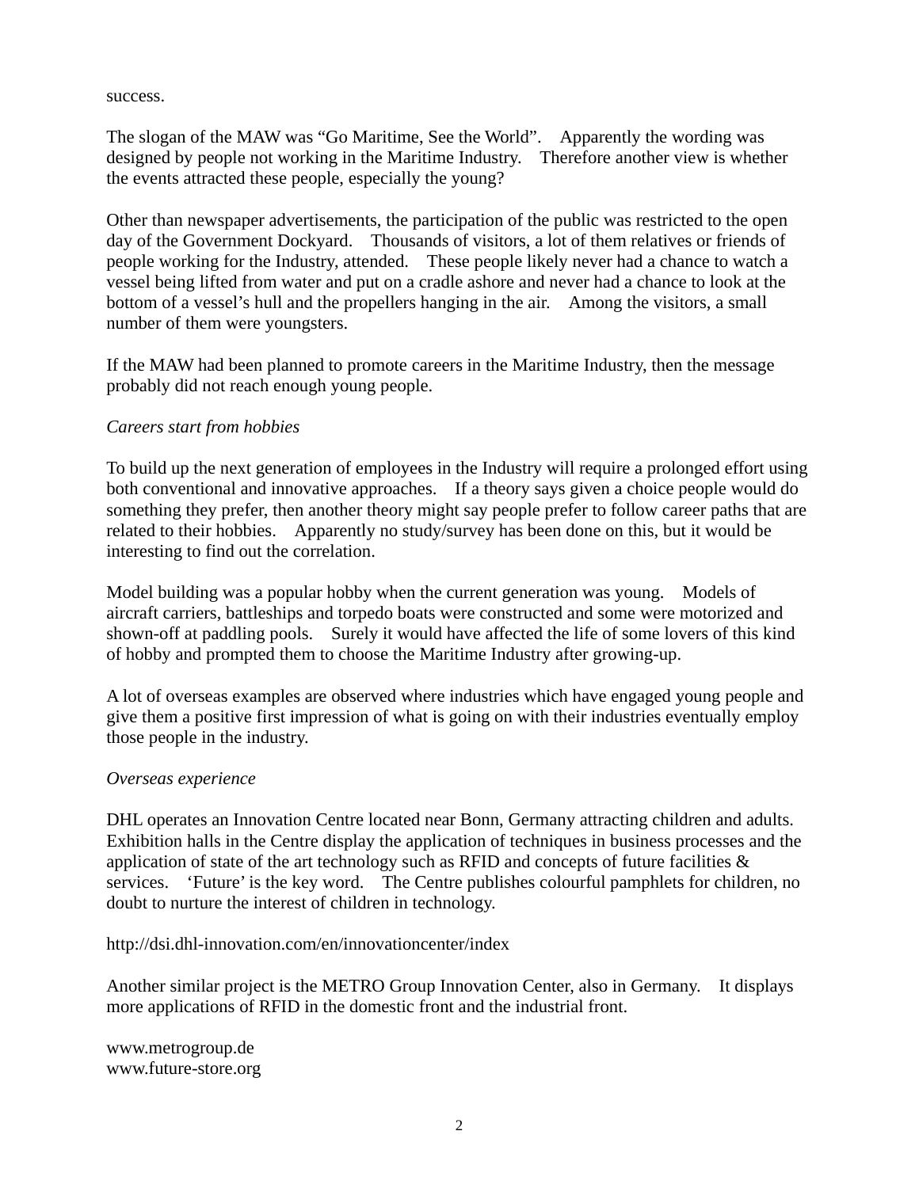success.

The slogan of the MAW was “Go Maritime, See the World”. Apparently the wording was designed by people not working in the Maritime Industry. Therefore another view is whether the events attracted these people, especially the young?

Other than newspaper advertisements, the participation of the public was restricted to the open day of the Government Dockyard. Thousands of visitors, a lot of them relatives or friends of people working for the Industry, attended. These people likely never had a chance to watch a vessel being lifted from water and put on a cradle ashore and never had a chance to look at the bottom of a vessel’s hull and the propellers hanging in the air. Among the visitors, a small number of them were youngsters.

If the MAW had been planned to promote careers in the Maritime Industry, then the message probably did not reach enough young people.

*Careers start from hobbies*

To build up the next generation of employees in the Industry will require a prolonged effort using both conventional and innovative approaches. If a theory says given a choice people would do something they prefer, then another theory might say people prefer to follow career paths that are related to their hobbies. Apparently no study/survey has been done on this, but it would be interesting to find out the correlation.

Model building was a popular hobby when the current generation was young. Models of aircraft carriers, battleships and torpedo boats were constructed and some were motorized and shown-off at paddling pools. Surely it would have affected the life of some lovers of this kind of hobby and prompted them to choose the Maritime Industry after growing-up.

A lot of overseas examples are observed where industries which have engaged young people and give them a positive first impression of what is going on with their industries eventually employ those people in the industry.

*Overseas experience*

DHL operates an Innovation Centre located near Bonn, Germany attracting children and adults. Exhibition halls in the Centre display the application of techniques in business processes and the application of state of the art technology such as RFID and concepts of future facilities & services. ‘Future’ is the key word. The Centre publishes colourful pamphlets for children, no doubt to nurture the interest of children in technology.

http://dsi.dhl-innovation.com/en/innovationcenter/index

Another similar project is the METRO Group Innovation Center, also in Germany. It displays more applications of RFID in the domestic front and the industrial front.

www.metrogroup.de
www.future-store.org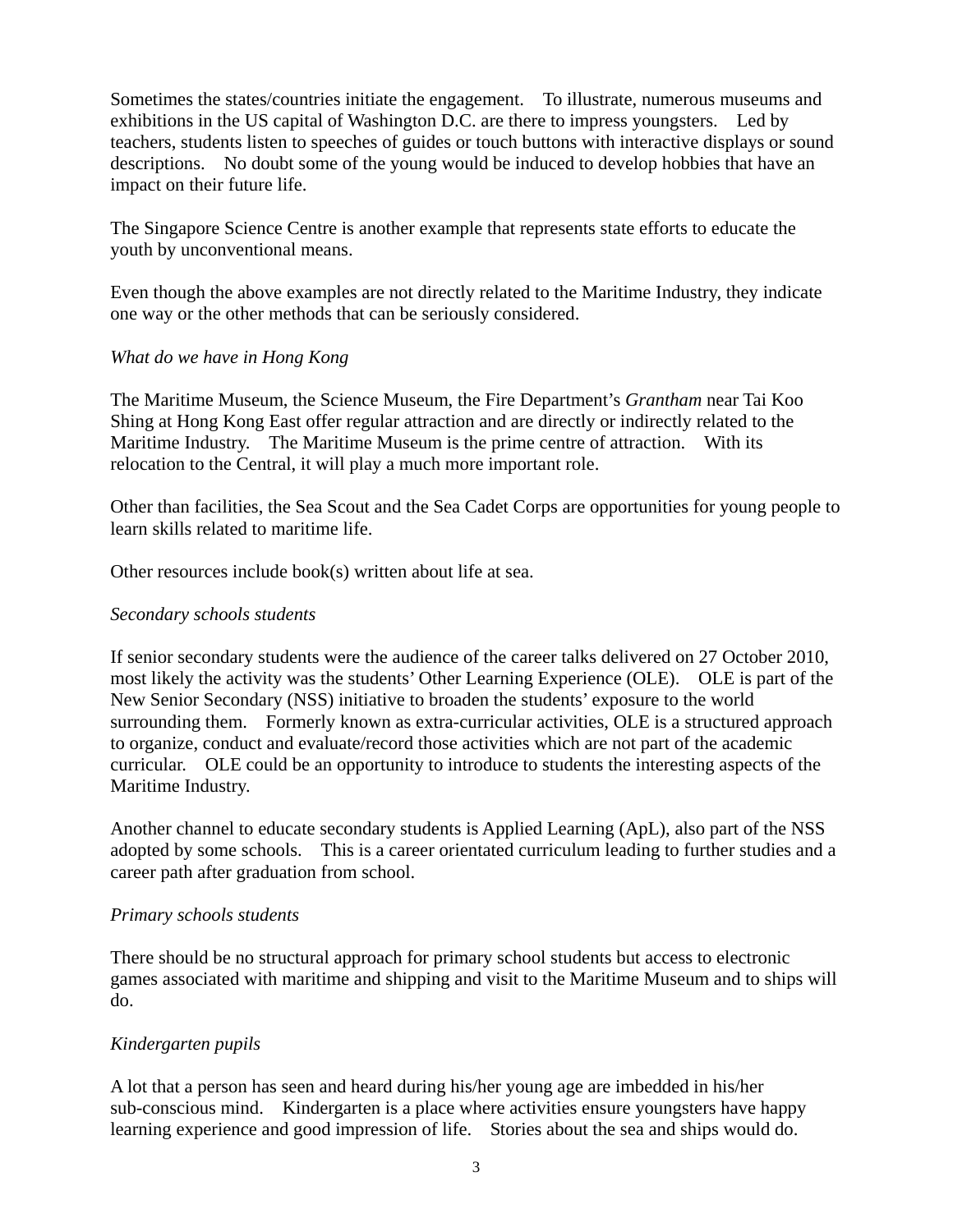Sometimes the states/countries initiate the engagement. To illustrate, numerous museums and exhibitions in the US capital of Washington D.C. are there to impress youngsters. Led by teachers, students listen to speeches of guides or touch buttons with interactive displays or sound descriptions. No doubt some of the young would be induced to develop hobbies that have an impact on their future life.

The Singapore Science Centre is another example that represents state efforts to educate the youth by unconventional means.

Even though the above examples are not directly related to the Maritime Industry, they indicate one way or the other methods that can be seriously considered.

*What do we have in Hong Kong*

The Maritime Museum, the Science Museum, the Fire Department's *Grantham* near Tai Koo Shing at Hong Kong East offer regular attraction and are directly or indirectly related to the Maritime Industry. The Maritime Museum is the prime centre of attraction. With its relocation to the Central, it will play a much more important role.

Other than facilities, the Sea Scout and the Sea Cadet Corps are opportunities for young people to learn skills related to maritime life.

Other resources include book(s) written about life at sea.

*Secondary schools students*

If senior secondary students were the audience of the career talks delivered on 27 October 2010, most likely the activity was the students' Other Learning Experience (OLE). OLE is part of the New Senior Secondary (NSS) initiative to broaden the students' exposure to the world surrounding them. Formerly known as extra-curricular activities, OLE is a structured approach to organize, conduct and evaluate/record those activities which are not part of the academic curricular. OLE could be an opportunity to introduce to students the interesting aspects of the Maritime Industry.

Another channel to educate secondary students is Applied Learning (ApL), also part of the NSS adopted by some schools. This is a career orientated curriculum leading to further studies and a career path after graduation from school.

*Primary schools students*

There should be no structural approach for primary school students but access to electronic games associated with maritime and shipping and visit to the Maritime Museum and to ships will do.

*Kindergarten pupils*

A lot that a person has seen and heard during his/her young age are imbedded in his/her sub-conscious mind. Kindergarten is a place where activities ensure youngsters have happy learning experience and good impression of life. Stories about the sea and ships would do.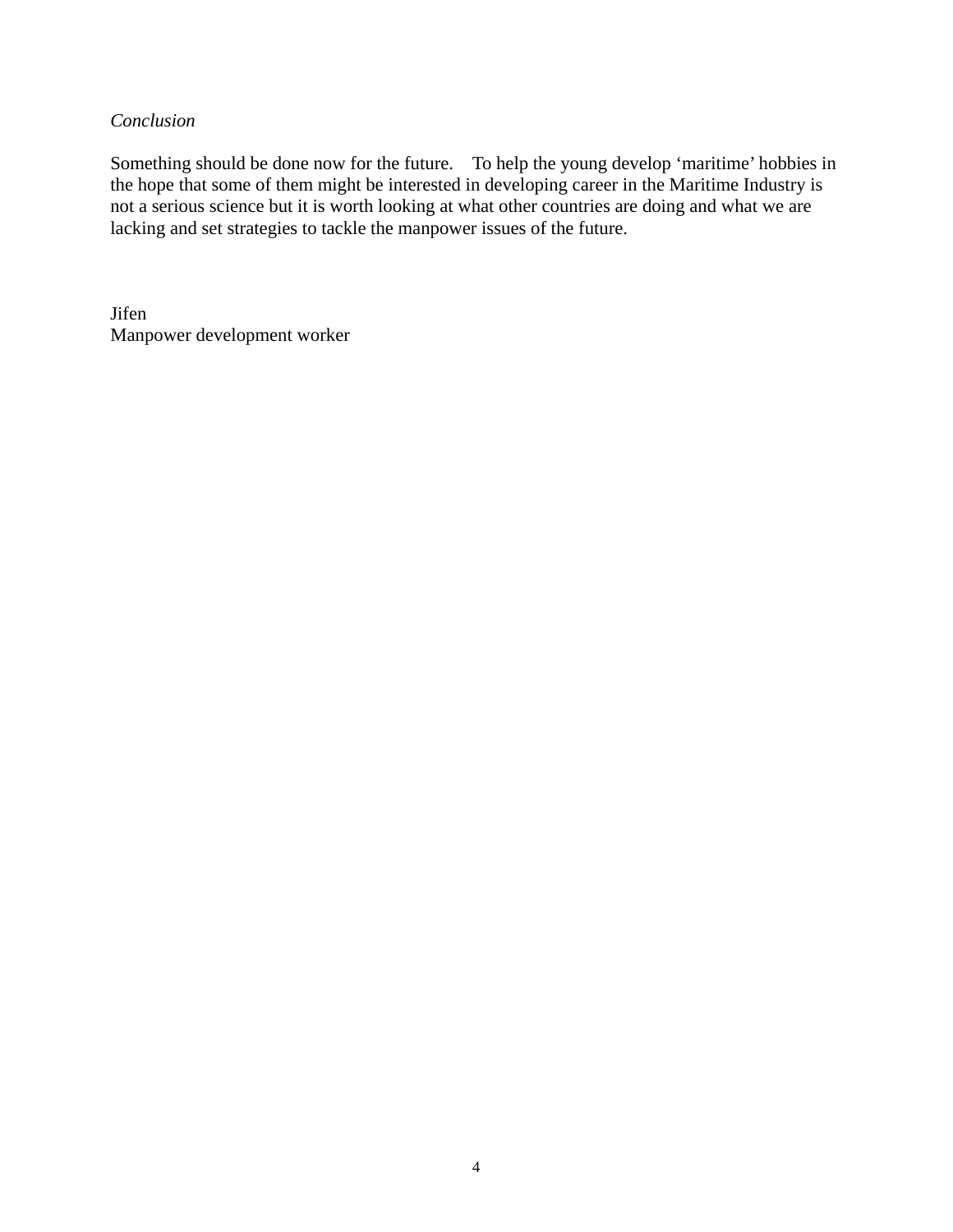*Conclusion*

Something should be done now for the future. To help the young develop 'maritime' hobbies in the hope that some of them might be interested in developing career in the Maritime Industry is not a serious science but it is worth looking at what other countries are doing and what we are lacking and set strategies to tackle the manpower issues of the future.

Jifen
Manpower development worker